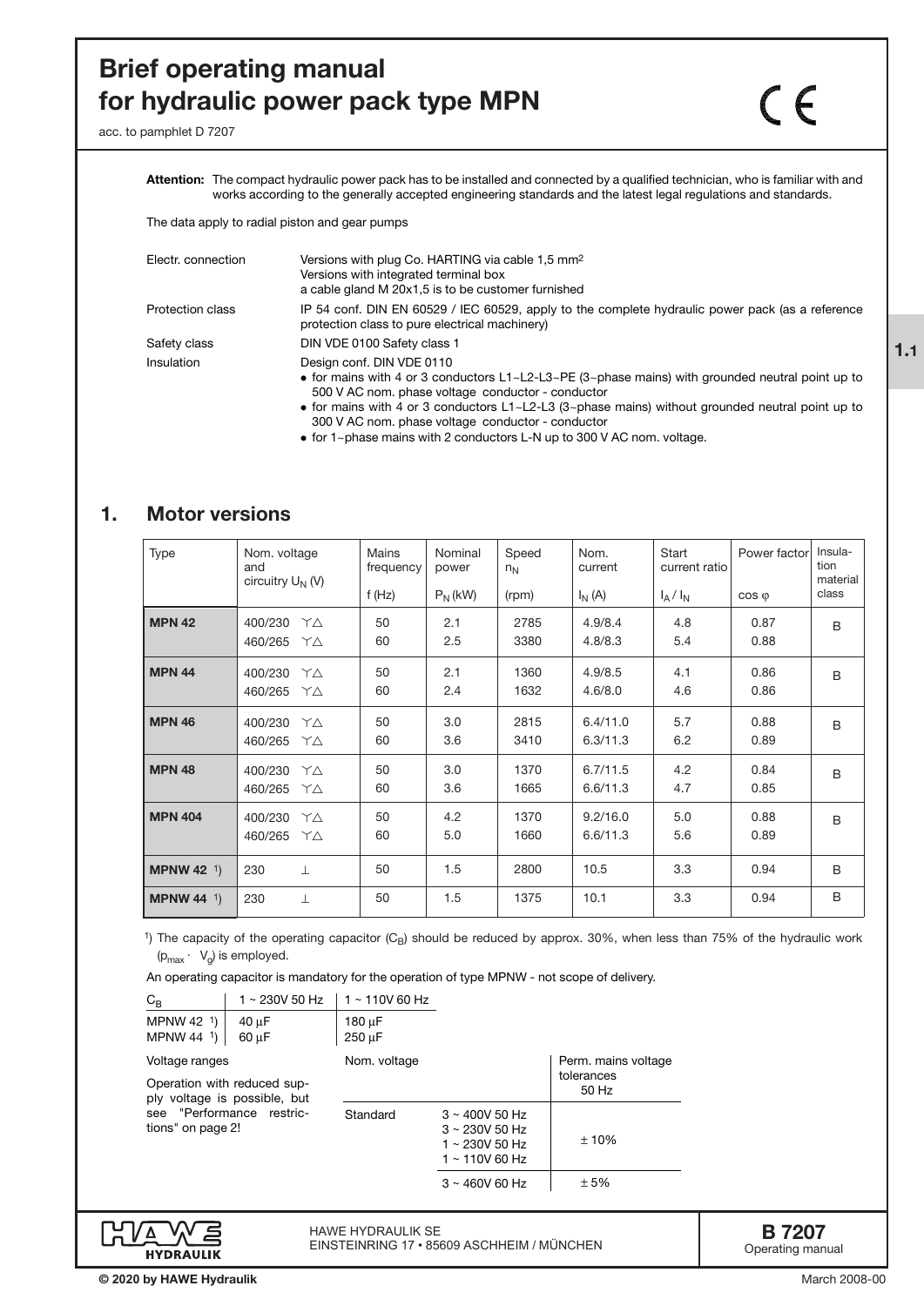# Brief operating manual for hydraulic power pack type MPN

acc. to pamphlet D 7207

CE

**Attention:** The compact hydraulic power pack has to be installed and connected by a qualified technician, who is familiar with and works according to the generally accepted engineering standards and the latest legal regulations and standards.

The data apply to radial piston and gear pumps

| | |
|---|---|
| Electr. connection | Versions with plug Co. HARTING via cable 1,5 mm² <br> Versions with integrated terminal box <br> a cable gland M 20x1,5 is to be customer furnished |
| Protection class | IP 54 conf. DIN EN 60529 / IEC 60529, apply to the complete hydraulic power pack (as a reference protection class to pure electrical machinery) |
| Safety class | DIN VDE 0100 Safety class 1 |
| Insulation | Design conf. DIN VDE 0110 <br> • for mains with 4 or 3 conductors L1~L2-L3~PE (3~phase mains) with grounded neutral point up to 500 V AC nom. phase voltage conductor - conductor <br> • for mains with 4 or 3 conductors L1~L2-L3 (3~phase mains) without grounded neutral point up to 300 V AC nom. phase voltage conductor - conductor <br> • for 1~phase mains with 2 conductors L-N up to 300 V AC nom. voltage. |

## 1. Motor versions

| Type | Nom. voltage and circuitry $U_N$ (V) | Mains frequency f (Hz) | Nominal power $P_N$ (kW) | Speed $n_N$ (rpm) | Nom. current $I_N$ (A) | Start current ratio $I_A / I_N$ | Power factor cos φ | Insulation material class |
|---|---|---|---|---|---|---|---|---|
| **MPN 42** | 400/230 Y△ <br> 460/265 Y△ | 50 <br> 60 | 2.1 <br> 2.5 | 2785 <br> 3380 | 4.9/8.4 <br> 4.8/8.3 | 4.8 <br> 5.4 | 0.87 <br> 0.88 | B |
| **MPN 44** | 400/230 Y△ <br> 460/265 Y△ | 50 <br> 60 | 2.1 <br> 2.4 | 1360 <br> 1632 | 4.9/8.5 <br> 4.6/8.0 | 4.1 <br> 4.6 | 0.86 <br> 0.86 | B |
| **MPN 46** | 400/230 Y△ <br> 460/265 Y△ | 50 <br> 60 | 3.0 <br> 3.6 | 2815 <br> 3410 | 6.4/11.0 <br> 6.3/11.3 | 5.7 <br> 6.2 | 0.88 <br> 0.89 | B |
| **MPN 48** | 400/230 Y△ <br> 460/265 Y△ | 50 <br> 60 | 3.0 <br> 3.6 | 1370 <br> 1665 | 6.7/11.5 <br> 6.6/11.3 | 4.2 <br> 4.7 | 0.84 <br> 0.85 | B |
| **MPN 404** | 400/230 Y△ <br> 460/265 Y△ | 50 <br> 60 | 4.2 <br> 5.0 | 1370 <br> 1660 | 9.2/16.0 <br> 6.6/11.3 | 5.0 <br> 5.6 | 0.88 <br> 0.89 | B |
| **MPNW 42** [1] | 230 ⊥ | 50 | 1.5 | 2800 | 10.5 | 3.3 | 0.94 | B |
| **MPNW 44** [1] | 230 ⊥ | 50 | 1.5 | 1375 | 10.1 | 3.3 | 0.94 | B |

[1]) The capacity of the operating capacitor ($C_B$) should be reduced by approx. 30%, when less than 75% of the hydraulic work ($p_{max} \cdot V_g$) is employed.

An operating capacitor is mandatory for the operation of type MPNW - not scope of delivery.

| $C_B$ | 1 ~ 230V 50 Hz | 1 ~ 110V 60 Hz |
|---|---|---|
| MPNW 42 [1] | 40 µF | 180 µF |
| MPNW 44 [1] | 60 µF | 250 µF |

Voltage ranges

Operation with reduced supply voltage is possible, but see "Performance restrictions" on page 2!

| Nom. voltage | | Perm. mains voltage tolerances 50 Hz |
|---|---|---|
| Standard | 3 ~ 400V 50 Hz <br> 3 ~ 230V 50 Hz <br> 1 ~ 230V 50 Hz <br> 1 ~ 110V 60 Hz | ± 10% |
| | 3 ~ 460V 60 Hz | ± 5% |

HAWE HYDRAULIK SE
EINSTEINRING 17 • 85609 ASCHHEIM / MÜNCHEN

**B 7207**
Operating manual

© 2020 by HAWE Hydraulik

March 2008-00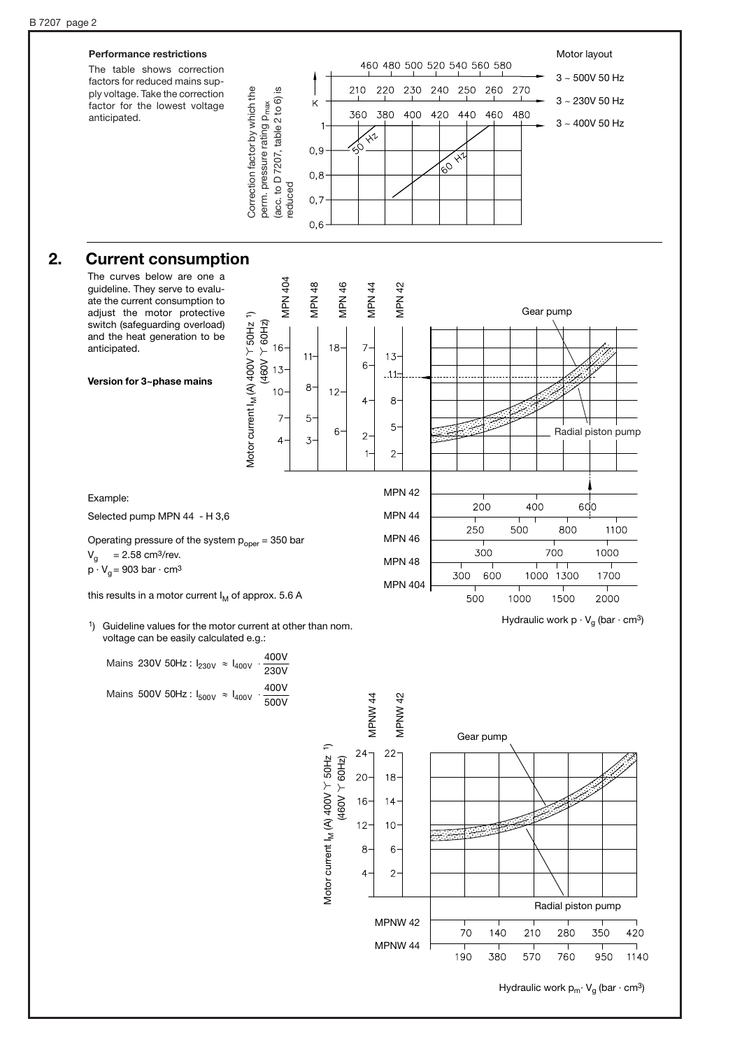**Performance restrictions**

The table shows correction factors for reduced mains supply voltage. Take the correction factor for the lowest voltage anticipated.

## 2. Current consumption

The curves below are one a guideline. They serve to evaluate the current consumption to adjust the motor protective switch (safeguarding overload) and the heat generation to be anticipated.

**Version for 3~phase mains**

Example:

Selected pump MPN 44 - H 3,6

Operating pressure of the system $p_{oper}$ = 350 bar

$V_g$ = 2.58 cm³/rev.

$p \cdot V_g$ = 903 bar · cm³

this results in a motor current $I_M$ of approx. 5.6 A

[1]) Guideline values for the motor current at other than nom. voltage can be easily calculated e.g.:

Mains 230V 50Hz : $I_{230V} \approx I_{400V} \cdot \frac{400V}{230V}$

Mains 500V 50Hz : $I_{500V} \approx I_{400V} \cdot \frac{400V}{500V}$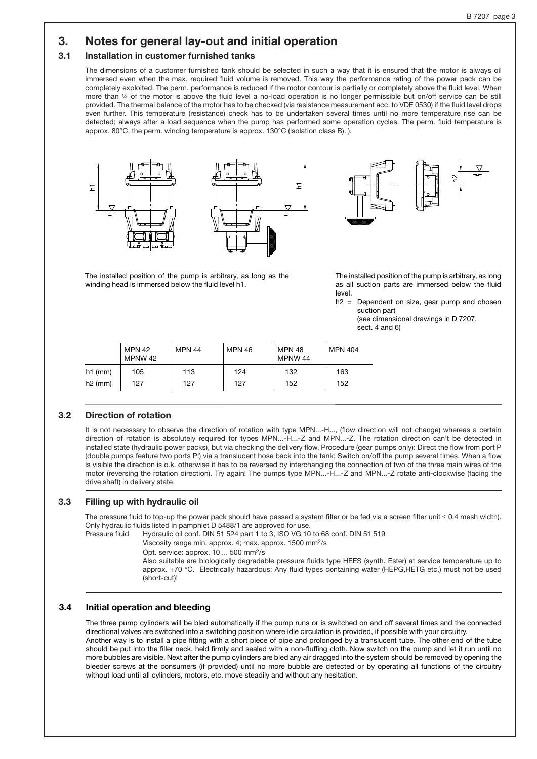## 3. Notes for general lay-out and initial operation

### 3.1 Installation in customer furnished tanks

The dimensions of a customer furnished tank should be selected in such a way that it is ensured that the motor is always oil immersed even when the max. required fluid volume is removed. This way the performance rating of the power pack can be completely exploited. The perm. performance is reduced if the motor contour is partially or completely above the fluid level. When more than ¼ of the motor is above the fluid level a no-load operation is no longer permissible but on/off service can be still provided. The thermal balance of the motor has to be checked (via resistance measurement acc. to VDE 0530) if the fluid level drops even further. This temperature (resistance) check has to be undertaken several times until no more temperature rise can be detected; always after a load sequence when the pump has performed some operation cycles. The perm. fluid temperature is approx. 80°C, the perm. winding temperature is approx. 130°C (isolation class B). ).

The installed position of the pump is arbitrary, as long as the winding head is immersed below the fluid level h1.

The installed position of the pump is arbitrary, as long as all suction parts are immersed below the fluid level.

h2 = Dependent on size, gear pump and chosen suction part (see dimensional drawings in D 7207, sect. 4 and 6)

| | MPN 42 MPNW 42 | MPN 44 | MPN 46 | MPN 48 MPNW 44 | MPN 404 |
|---|---|---|---|---|---|
| h1 (mm) | 105 | 113 | 124 | 132 | 163 |
| h2 (mm) | 127 | 127 | 127 | 152 | 152 |

### 3.2 Direction of rotation

It is not necessary to observe the direction of rotation with type MPN...-H..., (flow direction will not change) whereas a certain direction of rotation is absolutely required for types MPN...-H...-Z and MPN...-Z. The rotation direction can't be detected in installed state (hydraulic power packs), but via checking the delivery flow. Procedure (gear pumps only): Direct the flow from port P (double pumps feature two ports P!) via a translucent hose back into the tank; Switch on/off the pump several times. When a flow is visible the direction is o.k. otherwise it has to be reversed by interchanging the connection of two of the three main wires of the motor (reversing the rotation direction). Try again! The pumps type MPN...-H...-Z and MPN...-Z rotate anti-clockwise (facing the drive shaft) in delivery state.

### 3.3 Filling up with hydraulic oil

The pressure fluid to top-up the power pack should have passed a system filter or be fed via a screen filter unit ≤ 0,4 mesh width). Only hydraulic fluids listed in pamphlet D 5488/1 are approved for use.

Pressure fluid Hydraulic oil conf. DIN 51 524 part 1 to 3, ISO VG 10 to 68 conf. DIN 51 519
Viscosity range min. approx. 4; max. approx. 1500 mm²/s
Opt. service: approx. 10 ... 500 mm²/s
Also suitable are biologically degradable pressure fluids type HEES (synth. Ester) at service temperature up to approx. +70 °C. Electrically hazardous: Any fluid types containing water (HEPG,HETG etc.) must not be used (short-cut)!

### 3.4 Initial operation and bleeding

The three pump cylinders will be bled automatically if the pump runs or is switched on and off several times and the connected directional valves are switched into a switching position where idle circulation is provided, if possible with your circuitry.
Another way is to install a pipe fitting with a short piece of pipe and prolonged by a translucent tube. The other end of the tube should be put into the filler neck, held firmly and sealed with a non-fluffing cloth. Now switch on the pump and let it run until no more bubbles are visible. Next after the pump cylinders are bled any air dragged into the system should be removed by opening the bleeder screws at the consumers (if provided) until no more bubble are detected or by operating all functions of the circuitry without load until all cylinders, motors, etc. move steadily and without any hesitation.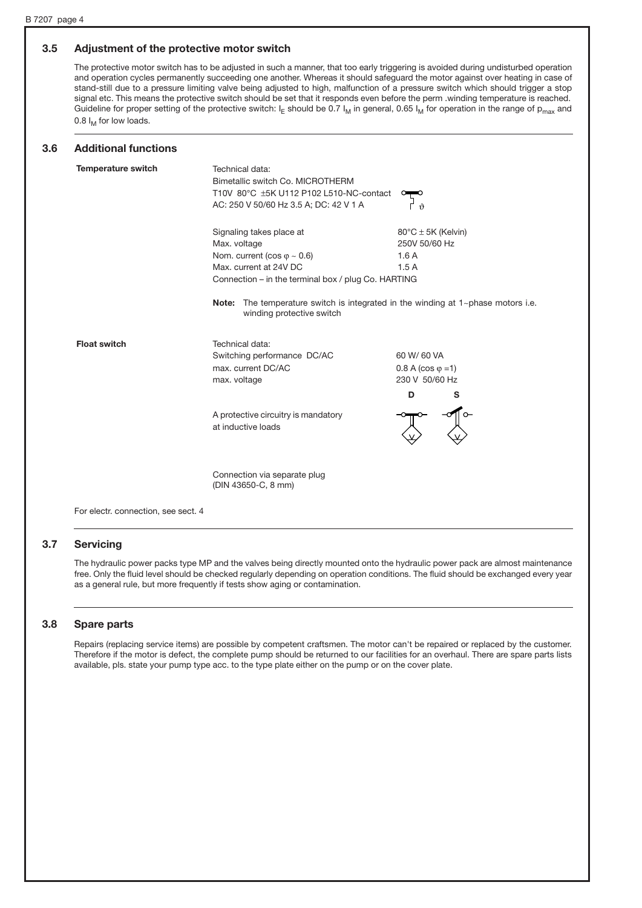### 3.5 Adjustment of the protective motor switch

The protective motor switch has to be adjusted in such a manner, that too early triggering is avoided during undisturbed operation and operation cycles permanently succeeding one another. Whereas it should safeguard the motor against over heating in case of stand-still due to a pressure limiting valve being adjusted to high, malfunction of a pressure switch which should trigger a stop signal etc. This means the protective switch should be set that it responds even before the perm .winding temperature is reached. Guideline for proper setting of the protective switch: $I_E$ should be 0.7 $I_M$ in general, 0.65 $I_M$ for operation in the range of $p_{max}$ and 0.8 $I_M$ for low loads.

### 3.6 Additional functions

**Temperature switch**

Technical data:
Bimetallic switch Co. MICROTHERM
T10V 80°C ±5K U112 P102 L510-NC-contact
AC: 250 V 50/60 Hz 3.5 A; DC: 42 V 1 A

| | |
|---|---|
| Signaling takes place at | 80°C ± 5K (Kelvin) |
| Max. voltage | 250V 50/60 Hz |
| Nom. current (cos φ ~ 0.6) | 1.6 A |
| Max. current at 24V DC | 1.5 A |

Connection – in the terminal box / plug Co. HARTING

**Note:** The temperature switch is integrated in the winding at 1~phase motors i.e. winding protective switch

**Float switch**

Technical data:

| | |
|---|---|
| Switching performance DC/AC | 60 W/ 60 VA |
| max. current DC/AC | 0.8 A (cos φ =1) |
| max. voltage | 230 V 50/60 Hz |

A protective circuitry is mandatory at inductive loads

D S

Connection via separate plug (DIN 43650-C, 8 mm)

For electr. connection, see sect. 4

### 3.7 Servicing

The hydraulic power packs type MP and the valves being directly mounted onto the hydraulic power pack are almost maintenance free. Only the fluid level should be checked regularly depending on operation conditions. The fluid should be exchanged every year as a general rule, but more frequently if tests show aging or contamination.

### 3.8 Spare parts

Repairs (replacing service items) are possible by competent craftsmen. The motor can't be repaired or replaced by the customer. Therefore if the motor is defect, the complete pump should be returned to our facilities for an overhaul. There are spare parts lists available, pls. state your pump type acc. to the type plate either on the pump or on the cover plate.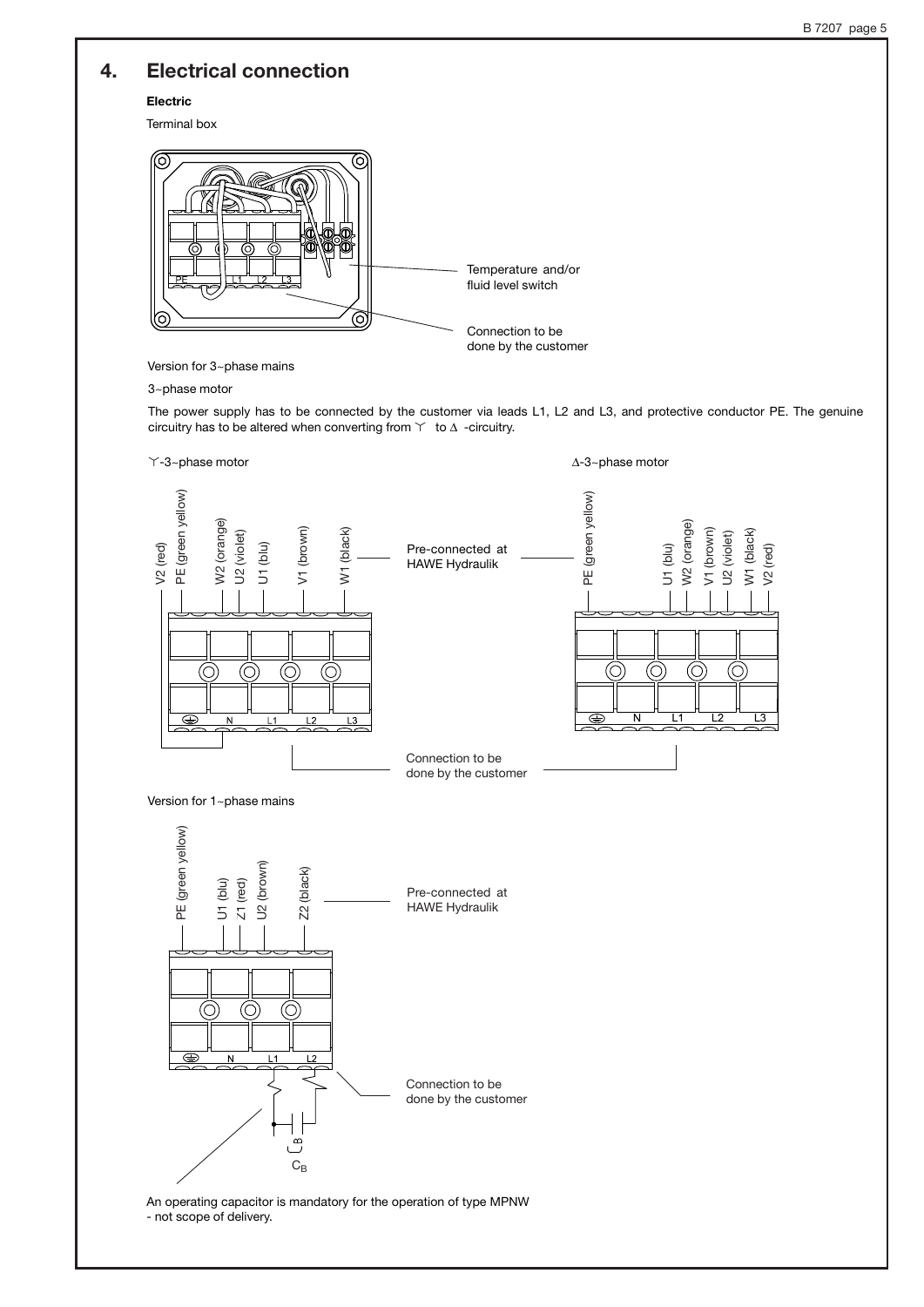## 4. Electrical connection

**Electric**

Terminal box

Temperature and/or fluid level switch

Connection to be done by the customer

Version for 3~phase mains

3~phase motor

The power supply has to be connected by the customer via leads L1, L2 and L3, and protective conductor PE. The genuine circuitry has to be altered when converting from Y to Δ -circuitry.

Y-3~phase motor

V2 (red), PE (green yellow), W2 (orange), U2 (violet), U1 (blu), V1 (brown), W1 (black)

Δ-3~phase motor

PE (green yellow), U1 (blu), W2 (orange), V1 (brown), U2 (violet), W1 (black), V2 (red)

Pre-connected at HAWE Hydraulik

N L1 L2 L3

Connection to be done by the customer

Version for 1~phase mains

PE (green yellow), U1 (blu), Z1 (red), U2 (brown), Z2 (black)

Pre-connected at HAWE Hydraulik

N L1 L2

Connection to be done by the customer

$C_B$

An operating capacitor is mandatory for the operation of type MPNW - not scope of delivery.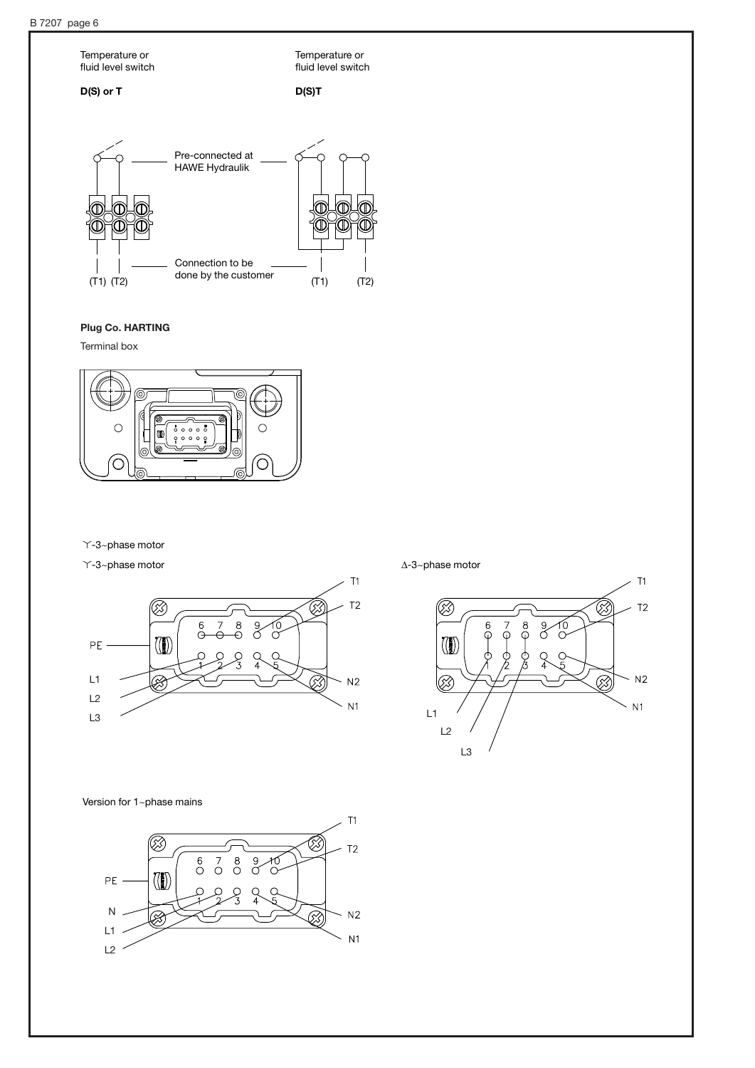Temperature or fluid level switch

**D(S) or T**

Temperature or fluid level switch

**D(S)T**

Pre-connected at HAWE Hydraulik

Connection to be done by the customer

(T1) (T2)

(T1) (T2)

**Plug Co. HARTING**

Terminal box

Y-3~phase motor

Y-3~phase motor

PE

L1

L2

L3

T1

T2

N2

N1

6 7 8 9 10

1 2 3 4 5

Δ-3~phase motor

T1

T2

N2

N1

L1

L2

L3

6 7 8 9 10

1 2 3 4 5

Version for 1~phase mains

PE

N

L1

L2

T1

T2

N2

N1

6 7 8 9 10

1 2 3 4 5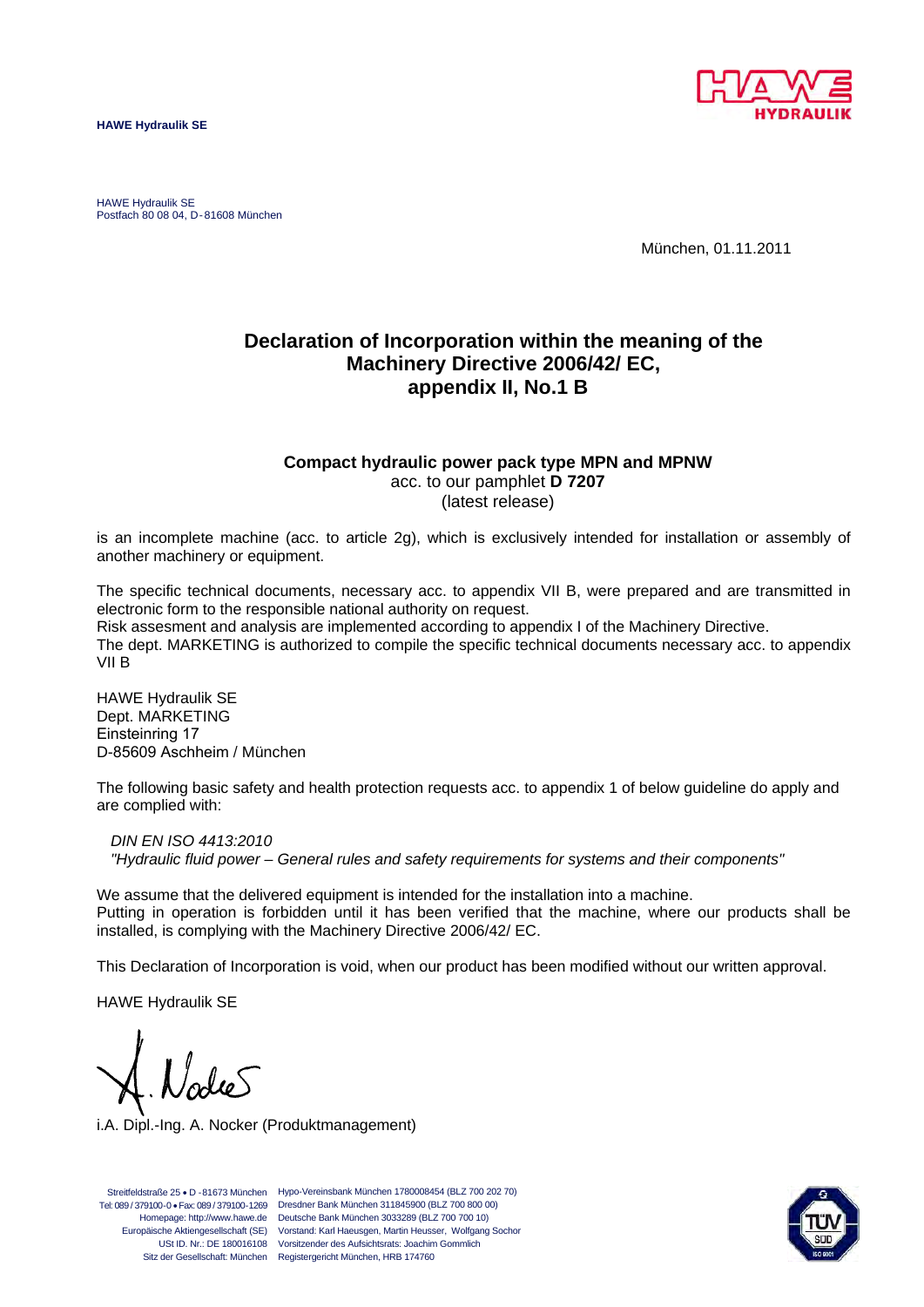HAWE Hydraulik SE

HAWE Hydraulik SE
Postfach 80 08 04, D-81608 München

München, 01.11.2011

## Declaration of Incorporation within the meaning of the Machinery Directive 2006/42/ EC, appendix II, No.1 B

**Compact hydraulic power pack type MPN and MPNW**
acc. to our pamphlet **D 7207**
(latest release)

is an incomplete machine (acc. to article 2g), which is exclusively intended for installation or assembly of another machinery or equipment.

The specific technical documents, necessary acc. to appendix VII B, were prepared and are transmitted in electronic form to the responsible national authority on request.
Risk assesment and analysis are implemented according to appendix I of the Machinery Directive.
The dept. MARKETING is authorized to compile the specific technical documents necessary acc. to appendix VII B

HAWE Hydraulik SE
Dept. MARKETING
Einsteinring 17
D-85609 Aschheim / München

The following basic safety and health protection requests acc. to appendix 1 of below guideline do apply and are complied with:

*DIN EN ISO 4413:2010*
*"Hydraulic fluid power – General rules and safety requirements for systems and their components"*

We assume that the delivered equipment is intended for the installation into a machine.
Putting in operation is forbidden until it has been verified that the machine, where our products shall be installed, is complying with the Machinery Directive 2006/42/ EC.

This Declaration of Incorporation is void, when our product has been modified without our written approval.

HAWE Hydraulik SE

i.A. Dipl.-Ing. A. Nocker (Produktmanagement)

Streitfeldstraße 25 • D -81673 München
Tel: 089 / 379100-0 • Fax: 089 / 379100-1269
Homepage: http://www.hawe.de
Europäische Aktiengesellschaft (SE)
USt ID. Nr.: DE 180016108
Sitz der Gesellschaft: München

Hypo-Vereinsbank München 1780008454 (BLZ 700 202 70)
Dresdner Bank München 311845900 (BLZ 700 800 00)
Deutsche Bank München 3033289 (BLZ 700 700 10)
Vorstand: Karl Haeusgen, Martin Heusser, Wolfgang Sochor
Vorsitzender des Aufsichtsrats: Joachim Gommlich
Registergericht München, HRB 174760